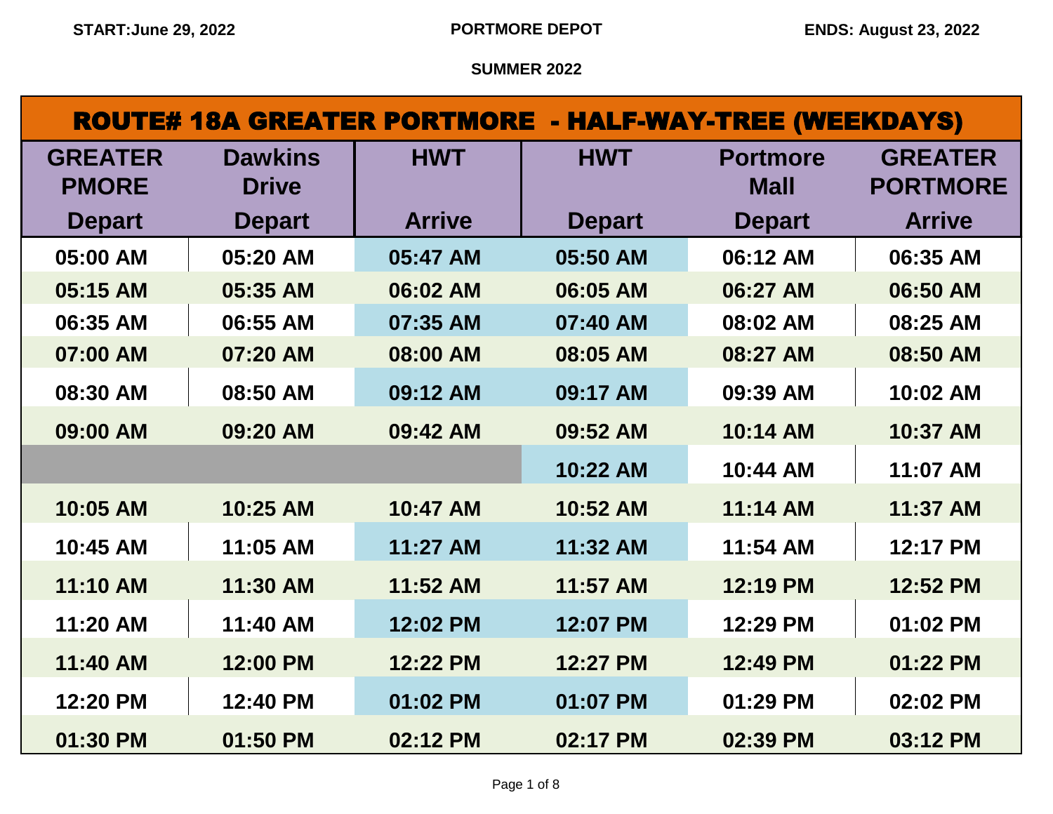START:June 29, 2022 | PORTMORE DEPOT | ENDS: August 23, 2022

SUMMER 2022

## ROUTE# 18A GREATER PORTMORE - HALF-WAY-TREE (WEEKDAYS)

| GREATER PMORE Depart | Dawkins Drive Depart | HWT Arrive | HWT Depart | Portmore Mall Depart | GREATER PORTMORE Arrive |
|---|---|---|---|---|---|
| 05:00 AM | 05:20 AM | 05:47 AM | 05:50 AM | 06:12 AM | 06:35 AM |
| 05:15 AM | 05:35 AM | 06:02 AM | 06:05 AM | 06:27 AM | 06:50 AM |
| 06:35 AM | 06:55 AM | 07:35 AM | 07:40 AM | 08:02 AM | 08:25 AM |
| 07:00 AM | 07:20 AM | 08:00 AM | 08:05 AM | 08:27 AM | 08:50 AM |
| 08:30 AM | 08:50 AM | 09:12 AM | 09:17 AM | 09:39 AM | 10:02 AM |
| 09:00 AM | 09:20 AM | 09:42 AM | 09:52 AM | 10:14 AM | 10:37 AM |
| | | | 10:22 AM | 10:44 AM | 11:07 AM |
| 10:05 AM | 10:25 AM | 10:47 AM | 10:52 AM | 11:14 AM | 11:37 AM |
| 10:45 AM | 11:05 AM | 11:27 AM | 11:32 AM | 11:54 AM | 12:17 PM |
| 11:10 AM | 11:30 AM | 11:52 AM | 11:57 AM | 12:19 PM | 12:52 PM |
| 11:20 AM | 11:40 AM | 12:02 PM | 12:07 PM | 12:29 PM | 01:02 PM |
| 11:40 AM | 12:00 PM | 12:22 PM | 12:27 PM | 12:49 PM | 01:22 PM |
| 12:20 PM | 12:40 PM | 01:02 PM | 01:07 PM | 01:29 PM | 02:02 PM |
| 01:30 PM | 01:50 PM | 02:12 PM | 02:17 PM | 02:39 PM | 03:12 PM |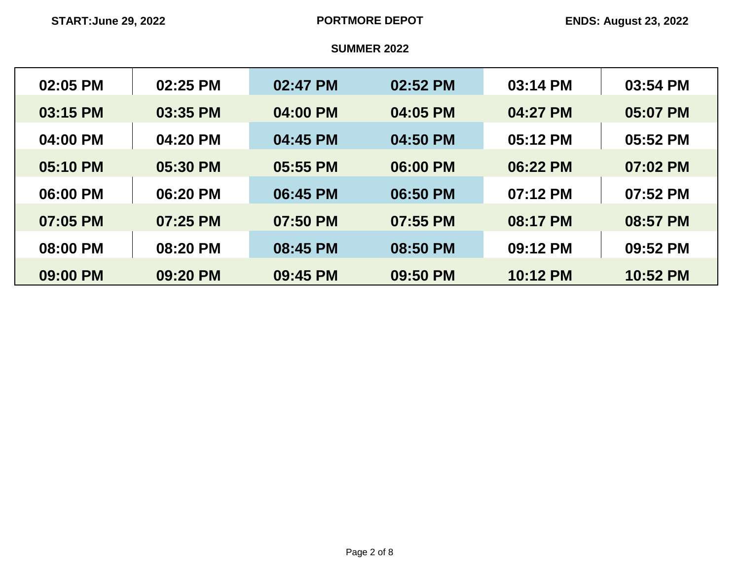START:June 29, 2022 **PORTMORE DEPOT** ENDS: August 23, 2022

**SUMMER 2022**

| | | | | | |
|---|---|---|---|---|---|
| 02:05 PM | 02:25 PM | 02:47 PM | 02:52 PM | 03:14 PM | 03:54 PM |
| 03:15 PM | 03:35 PM | 04:00 PM | 04:05 PM | 04:27 PM | 05:07 PM |
| 04:00 PM | 04:20 PM | 04:45 PM | 04:50 PM | 05:12 PM | 05:52 PM |
| 05:10 PM | 05:30 PM | 05:55 PM | 06:00 PM | 06:22 PM | 07:02 PM |
| 06:00 PM | 06:20 PM | 06:45 PM | 06:50 PM | 07:12 PM | 07:52 PM |
| 07:05 PM | 07:25 PM | 07:50 PM | 07:55 PM | 08:17 PM | 08:57 PM |
| 08:00 PM | 08:20 PM | 08:45 PM | 08:50 PM | 09:12 PM | 09:52 PM |
| 09:00 PM | 09:20 PM | 09:45 PM | 09:50 PM | 10:12 PM | 10:52 PM |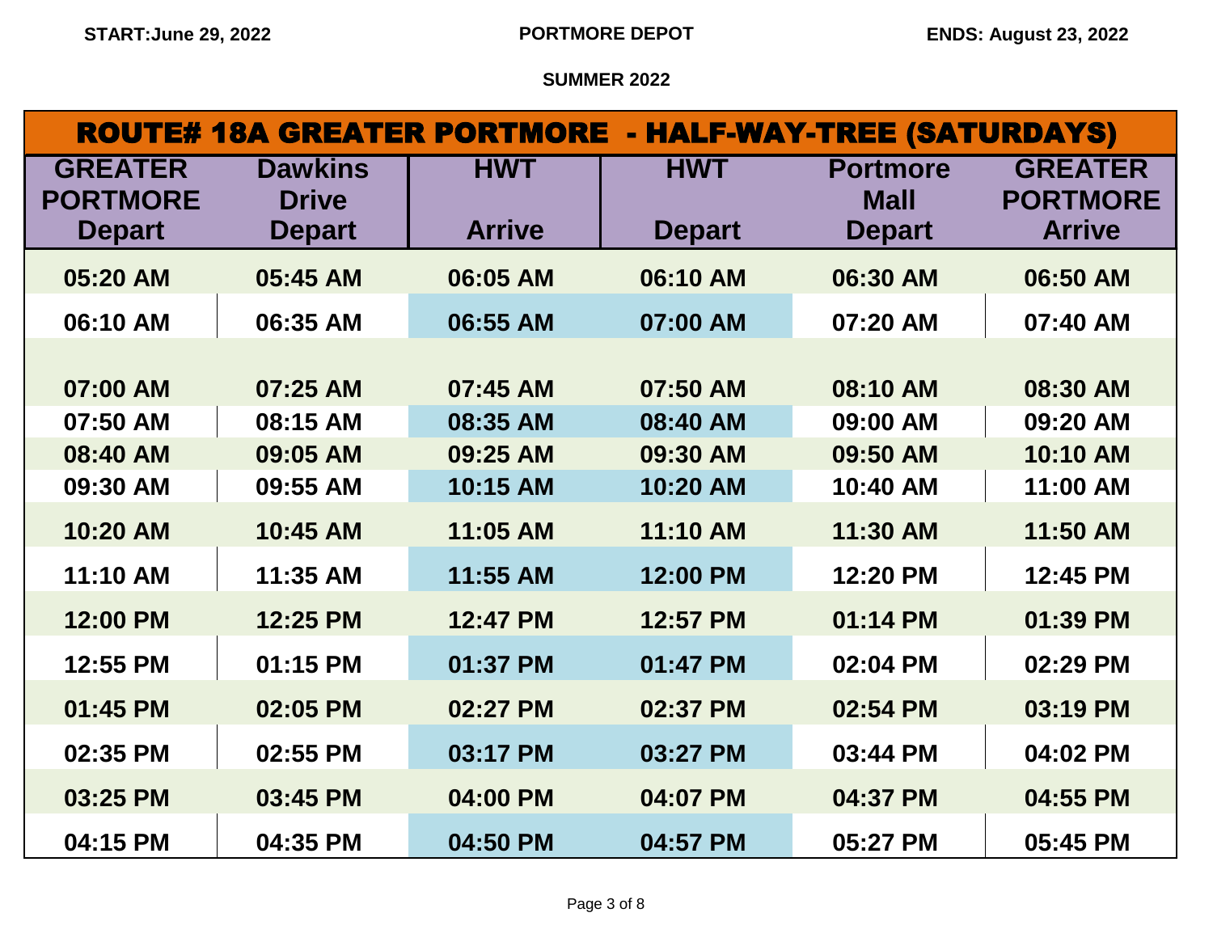**START:June 29, 2022** **PORTMORE DEPOT** **ENDS: August 23, 2022**

**SUMMER 2022**

## ROUTE# 18A GREATER PORTMORE - HALF-WAY-TREE (SATURDAYS)

| GREATER PORTMORE Depart | Dawkins Drive Depart | HWT Arrive | HWT Depart | Portmore Mall Depart | GREATER PORTMORE Arrive |
|---|---|---|---|---|---|
| 05:20 AM | 05:45 AM | 06:05 AM | 06:10 AM | 06:30 AM | 06:50 AM |
| 06:10 AM | 06:35 AM | 06:55 AM | 07:00 AM | 07:20 AM | 07:40 AM |
| 07:00 AM | 07:25 AM | 07:45 AM | 07:50 AM | 08:10 AM | 08:30 AM |
| 07:50 AM | 08:15 AM | 08:35 AM | 08:40 AM | 09:00 AM | 09:20 AM |
| 08:40 AM | 09:05 AM | 09:25 AM | 09:30 AM | 09:50 AM | 10:10 AM |
| 09:30 AM | 09:55 AM | 10:15 AM | 10:20 AM | 10:40 AM | 11:00 AM |
| 10:20 AM | 10:45 AM | 11:05 AM | 11:10 AM | 11:30 AM | 11:50 AM |
| 11:10 AM | 11:35 AM | 11:55 AM | 12:00 PM | 12:20 PM | 12:45 PM |
| 12:00 PM | 12:25 PM | 12:47 PM | 12:57 PM | 01:14 PM | 01:39 PM |
| 12:55 PM | 01:15 PM | 01:37 PM | 01:47 PM | 02:04 PM | 02:29 PM |
| 01:45 PM | 02:05 PM | 02:27 PM | 02:37 PM | 02:54 PM | 03:19 PM |
| 02:35 PM | 02:55 PM | 03:17 PM | 03:27 PM | 03:44 PM | 04:02 PM |
| 03:25 PM | 03:45 PM | 04:00 PM | 04:07 PM | 04:37 PM | 04:55 PM |
| 04:15 PM | 04:35 PM | 04:50 PM | 04:57 PM | 05:27 PM | 05:45 PM |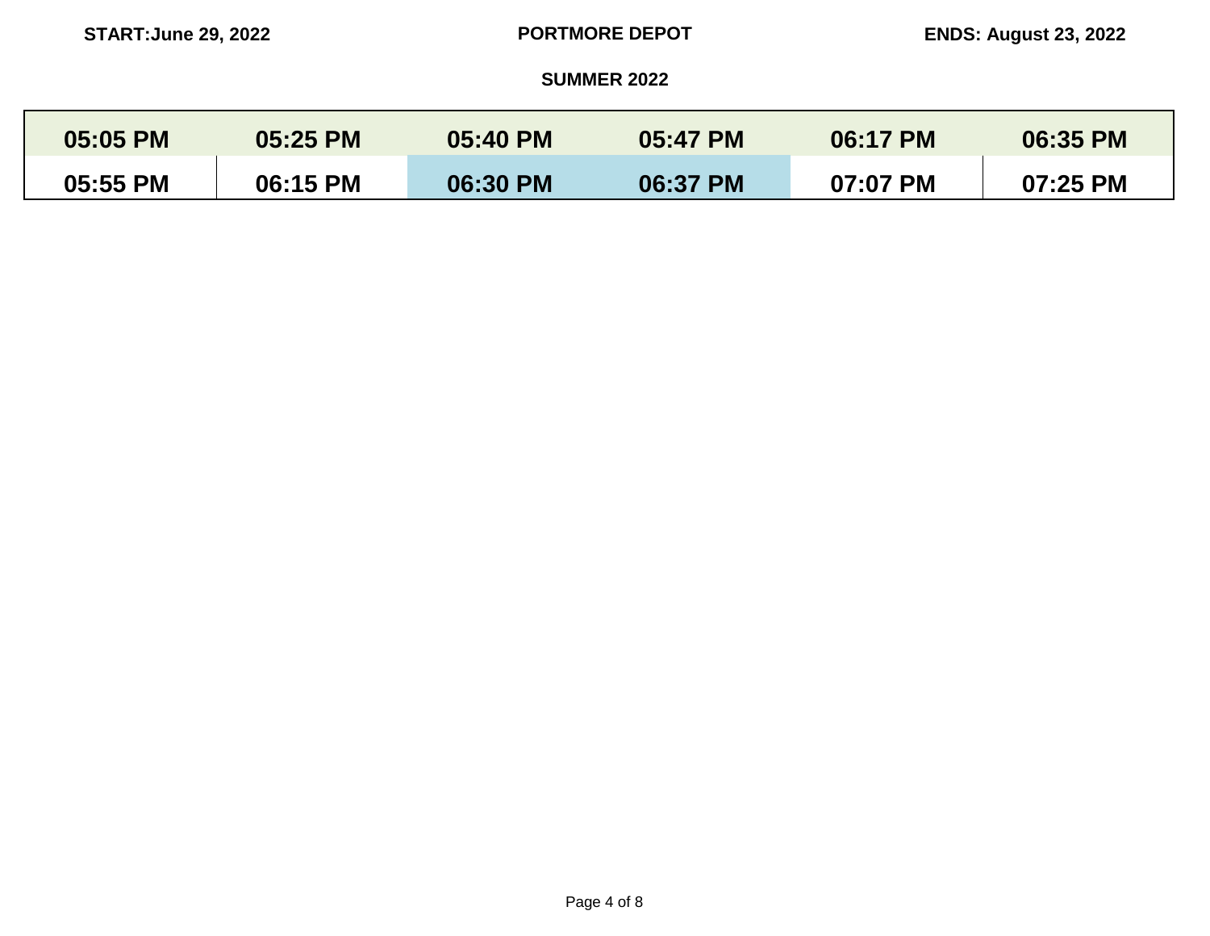START:June 29, 2022 **PORTMORE DEPOT** ENDS: August 23, 2022

**SUMMER 2022**

| 05:05 PM | 05:25 PM | 05:40 PM | 05:47 PM | 06:17 PM | 06:35 PM |
|---|---|---|---|---|---|
| 05:55 PM | 06:15 PM | 06:30 PM | 06:37 PM | 07:07 PM | 07:25 PM |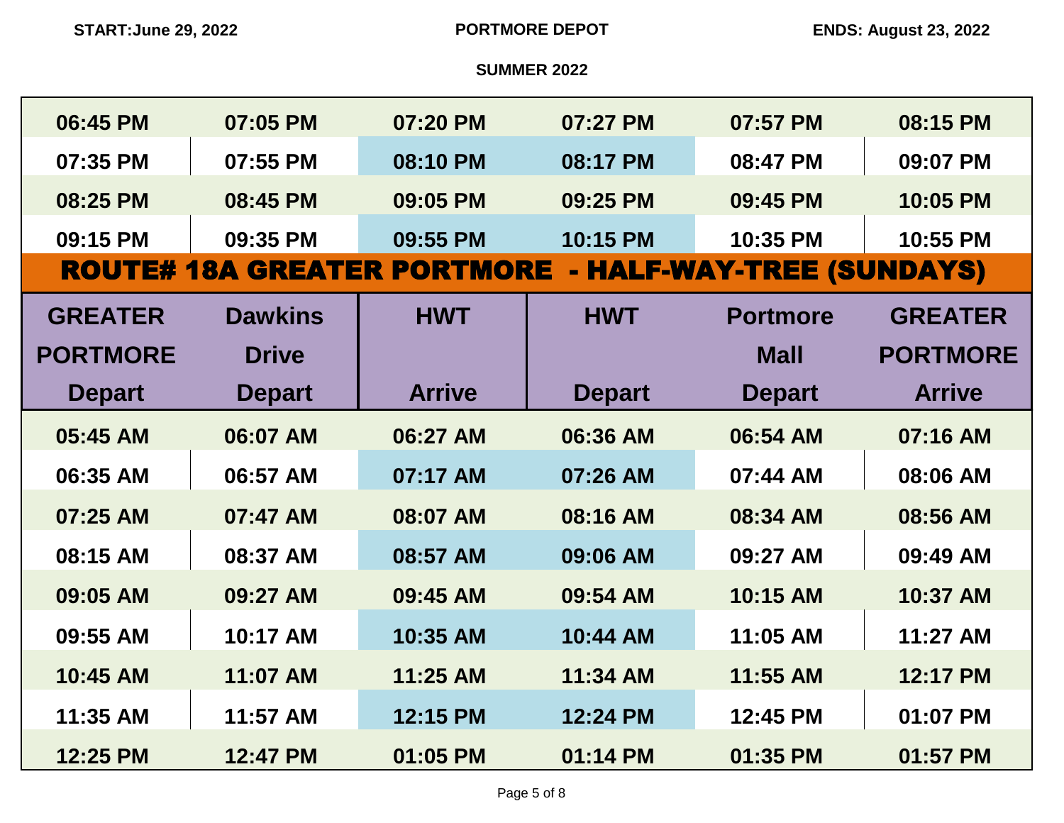START:June 29, 2022 | PORTMORE DEPOT | ENDS: August 23, 2022

SUMMER 2022

| | | | | | |
|---|---|---|---|---|---|
| 06:45 PM | 07:05 PM | 07:20 PM | 07:27 PM | 07:57 PM | 08:15 PM |
| 07:35 PM | 07:55 PM | 08:10 PM | 08:17 PM | 08:47 PM | 09:07 PM |
| 08:25 PM | 08:45 PM | 09:05 PM | 09:25 PM | 09:45 PM | 10:05 PM |
| 09:15 PM | 09:35 PM | 09:55 PM | 10:15 PM | 10:35 PM | 10:55 PM |

## ROUTE# 18A GREATER PORTMORE - HALF-WAY-TREE (SUNDAYS)

| GREATER PORTMORE Depart | Dawkins Drive Depart | HWT Arrive | HWT Depart | Portmore Mall Depart | GREATER PORTMORE Arrive |
|---|---|---|---|---|---|
| 05:45 AM | 06:07 AM | 06:27 AM | 06:36 AM | 06:54 AM | 07:16 AM |
| 06:35 AM | 06:57 AM | 07:17 AM | 07:26 AM | 07:44 AM | 08:06 AM |
| 07:25 AM | 07:47 AM | 08:07 AM | 08:16 AM | 08:34 AM | 08:56 AM |
| 08:15 AM | 08:37 AM | 08:57 AM | 09:06 AM | 09:27 AM | 09:49 AM |
| 09:05 AM | 09:27 AM | 09:45 AM | 09:54 AM | 10:15 AM | 10:37 AM |
| 09:55 AM | 10:17 AM | 10:35 AM | 10:44 AM | 11:05 AM | 11:27 AM |
| 10:45 AM | 11:07 AM | 11:25 AM | 11:34 AM | 11:55 AM | 12:17 PM |
| 11:35 AM | 11:57 AM | 12:15 PM | 12:24 PM | 12:45 PM | 01:07 PM |
| 12:25 PM | 12:47 PM | 01:05 PM | 01:14 PM | 01:35 PM | 01:57 PM |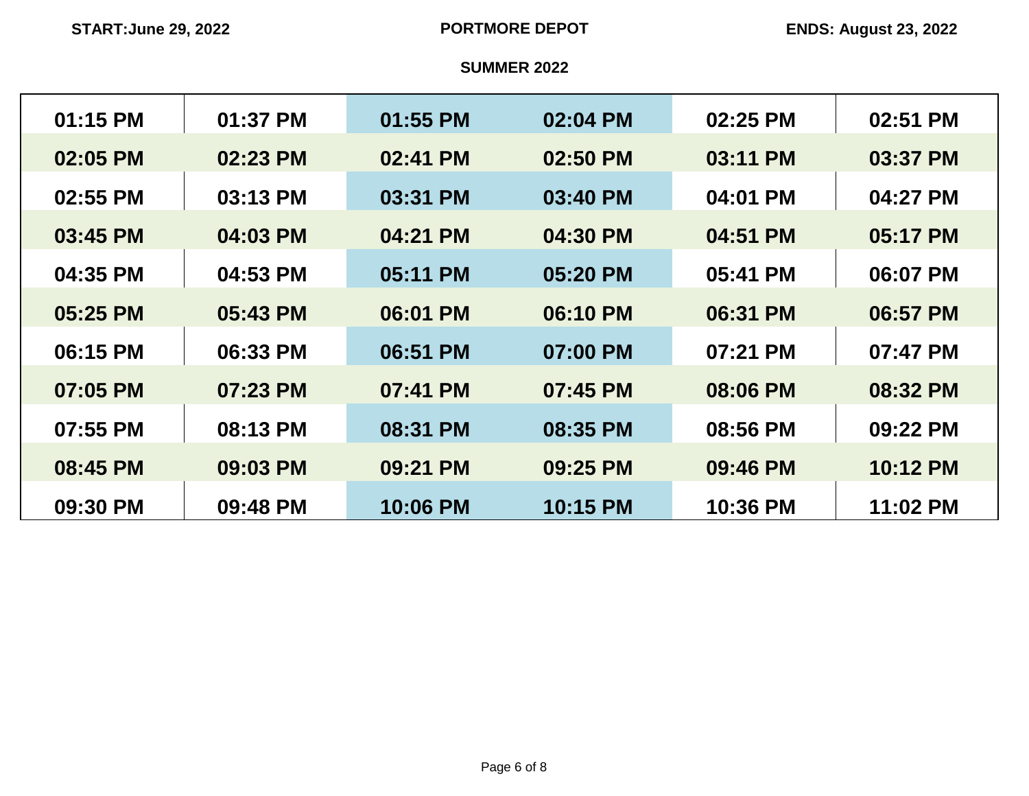**START:June 29, 2022** **PORTMORE DEPOT** **ENDS: August 23, 2022**

**SUMMER 2022**

| | | | | | |
|---|---|---|---|---|---|
| 01:15 PM | 01:37 PM | 01:55 PM | 02:04 PM | 02:25 PM | 02:51 PM |
| 02:05 PM | 02:23 PM | 02:41 PM | 02:50 PM | 03:11 PM | 03:37 PM |
| 02:55 PM | 03:13 PM | 03:31 PM | 03:40 PM | 04:01 PM | 04:27 PM |
| 03:45 PM | 04:03 PM | 04:21 PM | 04:30 PM | 04:51 PM | 05:17 PM |
| 04:35 PM | 04:53 PM | 05:11 PM | 05:20 PM | 05:41 PM | 06:07 PM |
| 05:25 PM | 05:43 PM | 06:01 PM | 06:10 PM | 06:31 PM | 06:57 PM |
| 06:15 PM | 06:33 PM | 06:51 PM | 07:00 PM | 07:21 PM | 07:47 PM |
| 07:05 PM | 07:23 PM | 07:41 PM | 07:45 PM | 08:06 PM | 08:32 PM |
| 07:55 PM | 08:13 PM | 08:31 PM | 08:35 PM | 08:56 PM | 09:22 PM |
| 08:45 PM | 09:03 PM | 09:21 PM | 09:25 PM | 09:46 PM | 10:12 PM |
| 09:30 PM | 09:48 PM | 10:06 PM | 10:15 PM | 10:36 PM | 11:02 PM |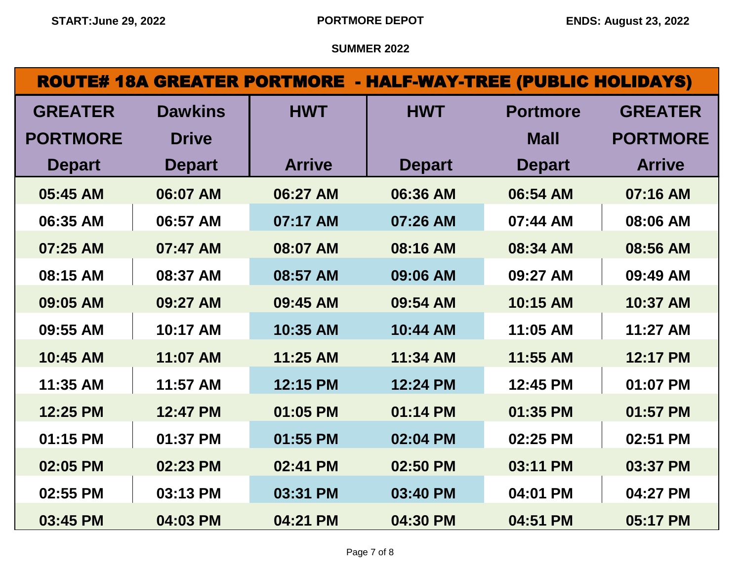START:June 29, 2022 | PORTMORE DEPOT | ENDS: August 23, 2022

SUMMER 2022

## ROUTE# 18A GREATER PORTMORE - HALF-WAY-TREE (PUBLIC HOLIDAYS)

| GREATER PORTMORE Depart | Dawkins Drive Depart | HWT Arrive | HWT Depart | Portmore Mall Depart | GREATER PORTMORE Arrive |
|---|---|---|---|---|---|
| 05:45 AM | 06:07 AM | 06:27 AM | 06:36 AM | 06:54 AM | 07:16 AM |
| 06:35 AM | 06:57 AM | 07:17 AM | 07:26 AM | 07:44 AM | 08:06 AM |
| 07:25 AM | 07:47 AM | 08:07 AM | 08:16 AM | 08:34 AM | 08:56 AM |
| 08:15 AM | 08:37 AM | 08:57 AM | 09:06 AM | 09:27 AM | 09:49 AM |
| 09:05 AM | 09:27 AM | 09:45 AM | 09:54 AM | 10:15 AM | 10:37 AM |
| 09:55 AM | 10:17 AM | 10:35 AM | 10:44 AM | 11:05 AM | 11:27 AM |
| 10:45 AM | 11:07 AM | 11:25 AM | 11:34 AM | 11:55 AM | 12:17 PM |
| 11:35 AM | 11:57 AM | 12:15 PM | 12:24 PM | 12:45 PM | 01:07 PM |
| 12:25 PM | 12:47 PM | 01:05 PM | 01:14 PM | 01:35 PM | 01:57 PM |
| 01:15 PM | 01:37 PM | 01:55 PM | 02:04 PM | 02:25 PM | 02:51 PM |
| 02:05 PM | 02:23 PM | 02:41 PM | 02:50 PM | 03:11 PM | 03:37 PM |
| 02:55 PM | 03:13 PM | 03:31 PM | 03:40 PM | 04:01 PM | 04:27 PM |
| 03:45 PM | 04:03 PM | 04:21 PM | 04:30 PM | 04:51 PM | 05:17 PM |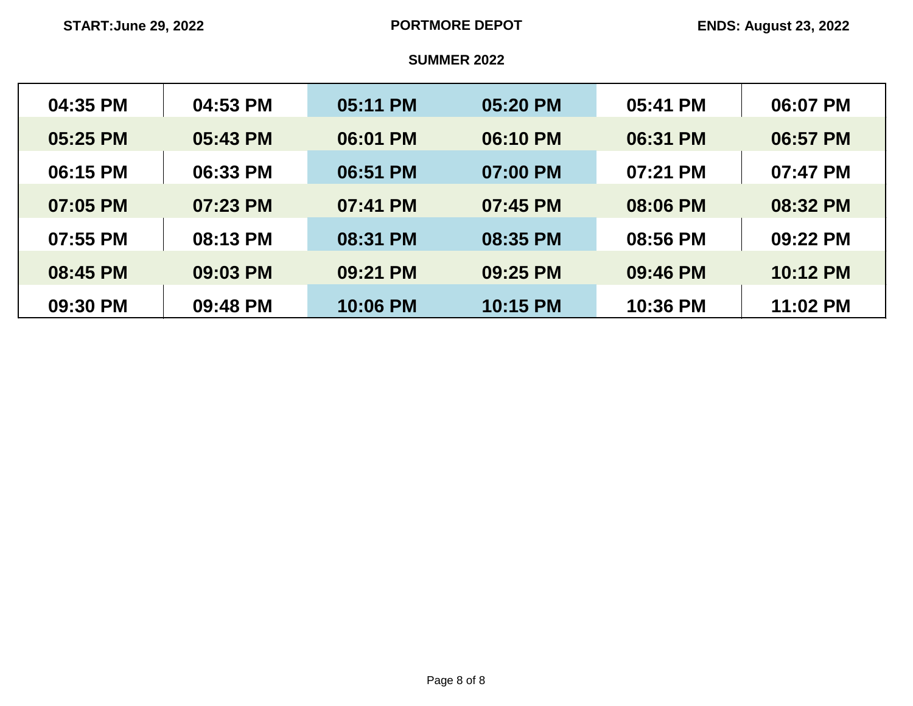START:June 29, 2022 | PORTMORE DEPOT | ENDS: August 23, 2022

SUMMER 2022

| | | | | | |
|---|---|---|---|---|---|
| 04:35 PM | 04:53 PM | 05:11 PM | 05:20 PM | 05:41 PM | 06:07 PM |
| 05:25 PM | 05:43 PM | 06:01 PM | 06:10 PM | 06:31 PM | 06:57 PM |
| 06:15 PM | 06:33 PM | 06:51 PM | 07:00 PM | 07:21 PM | 07:47 PM |
| 07:05 PM | 07:23 PM | 07:41 PM | 07:45 PM | 08:06 PM | 08:32 PM |
| 07:55 PM | 08:13 PM | 08:31 PM | 08:35 PM | 08:56 PM | 09:22 PM |
| 08:45 PM | 09:03 PM | 09:21 PM | 09:25 PM | 09:46 PM | 10:12 PM |
| 09:30 PM | 09:48 PM | 10:06 PM | 10:15 PM | 10:36 PM | 11:02 PM |